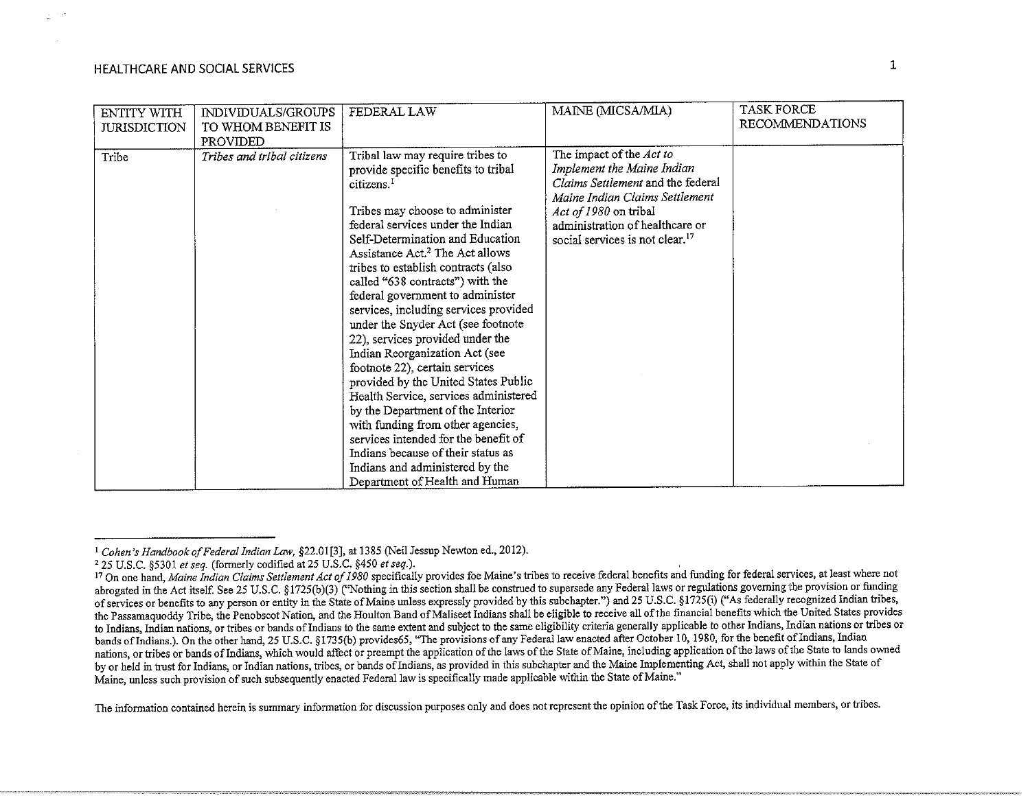# HEALTHCARE AND SOCIAL SERVICES

| ENTITY WITH JURISDICTION | INDIVIDUALS/GROUPS TO WHOM BENEFIT IS PROVIDED | FEDERAL LAW | MAINE (MICSA/MIA) | TASK FORCE RECOMMENDATIONS |
|---|---|---|---|---|
| Tribe | *Tribes and tribal citizens* | Tribal law may require tribes to provide specific benefits to tribal citizens.[1]<br><br>Tribes may choose to administer federal services under the Indian Self-Determination and Education Assistance Act.[2] The Act allows tribes to establish contracts (also called "638 contracts") with the federal government to administer services, including services provided under the Snyder Act (see footnote 22), services provided under the Indian Reorganization Act (see footnote 22), certain services provided by the United States Public Health Service, services administered by the Department of the Interior with funding from other agencies, services intended for the benefit of Indians because of their status as Indians and administered by the Department of Health and Human | The impact of the *Act to Implement the Maine Indian Claims Settlement* and the federal *Maine Indian Claims Settlement Act of 1980* on tribal administration of healthcare or social services is not clear.[17] | |

[1] *Cohen's Handbook of Federal Indian Law*, §22.01[3], at 1385 (Neil Jessup Newton ed., 2012).

[2] 25 U.S.C. §5301 *et seq.* (formerly codified at 25 U.S.C. §450 *et seq.*).

[17] On one hand, *Maine Indian Claims Settlement Act of 1980* specifically provides foe Maine's tribes to receive federal benefits and funding for federal services, at least where not abrogated in the Act itself. See 25 U.S.C. §1725(b)(3) ("Nothing in this section shall be construed to supersede any Federal laws or regulations governing the provision or funding of services or benefits to any person or entity in the State of Maine unless expressly provided by this subchapter.") and 25 U.S.C. §1725(i) ("As federally recognized Indian tribes, the Passamaquoddy Tribe, the Penobscot Nation, and the Houlton Band of Maliseet Indians shall be eligible to receive all of the financial benefits which the United States provides to Indians, Indian nations, or tribes or bands of Indians to the same extent and subject to the same eligibility criteria generally applicable to other Indians, Indian nations or tribes or bands of Indians.). On the other hand, 25 U.S.C. §1735(b) provides65, "The provisions of any Federal law enacted after October 10, 1980, for the benefit of Indians, Indian nations, or tribes or bands of Indians, which would affect or preempt the application of the laws of the State of Maine, including application of the laws of the State to lands owned by or held in trust for Indians, or Indian nations, tribes, or bands of Indians, as provided in this subchapter and the Maine Implementing Act, shall not apply within the State of Maine, unless such provision of such subsequently enacted Federal law is specifically made applicable within the State of Maine."

The information contained herein is summary information for discussion purposes only and does not represent the opinion of the Task Force, its individual members, or tribes.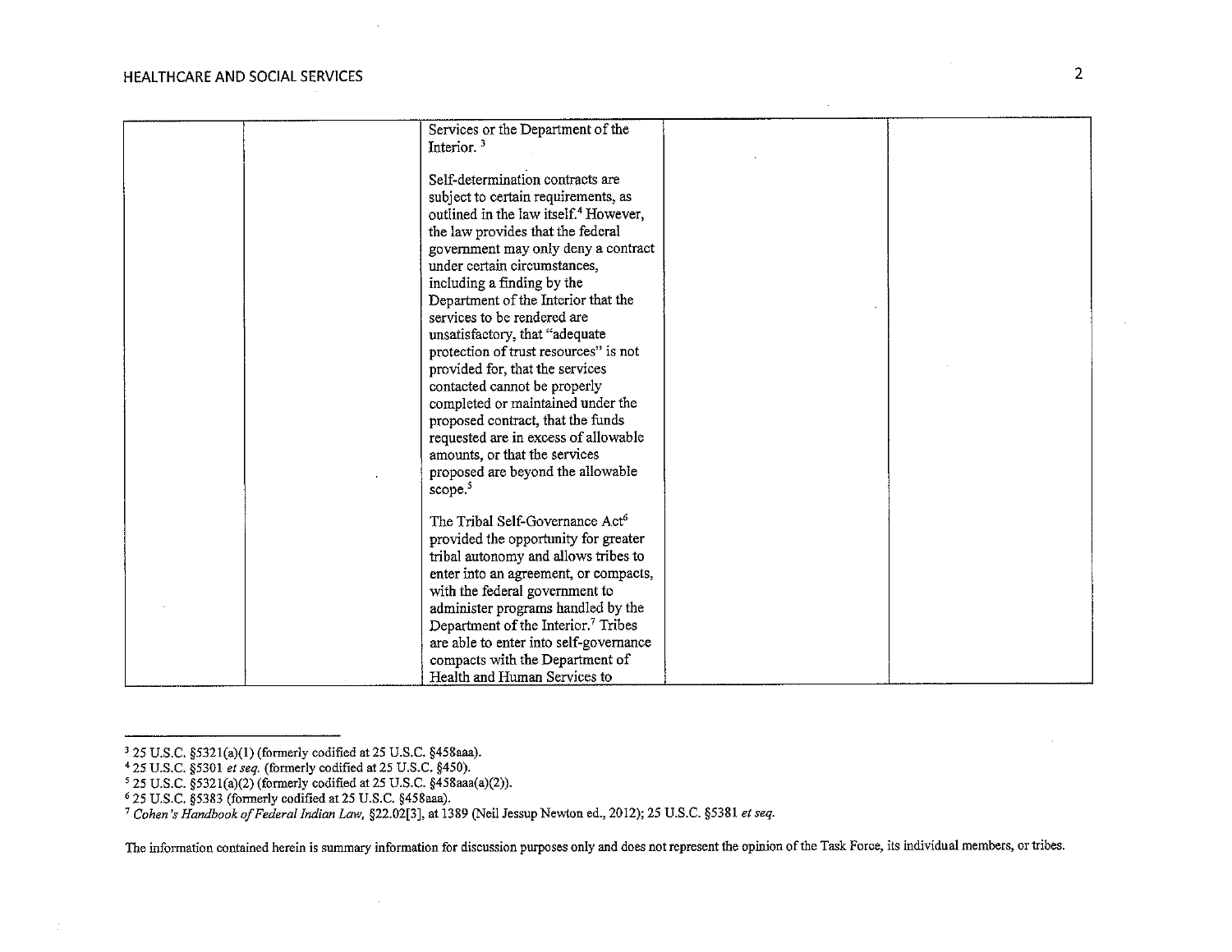| | | | | |
|---|---|---|---|---|
| | | Services or the Department of the Interior. [3]<br><br>Self-determination contracts are subject to certain requirements, as outlined in the law itself.[4] However, the law provides that the federal government may only deny a contract under certain circumstances, including a finding by the Department of the Interior that the services to be rendered are unsatisfactory, that "adequate protection of trust resources" is not provided for, that the services contacted cannot be properly completed or maintained under the proposed contract, that the funds requested are in excess of allowable amounts, or that the services proposed are beyond the allowable scope.[5]<br><br>The Tribal Self-Governance Act[6] provided the opportunity for greater tribal autonomy and allows tribes to enter into an agreement, or compacts, with the federal government to administer programs handled by the Department of the Interior.[7] Tribes are able to enter into self-governance compacts with the Department of Health and Human Services to | | |

[3] 25 U.S.C. §5321(a)(1) (formerly codified at 25 U.S.C. §458aaa).
[4] 25 U.S.C. §5301 *et seq.* (formerly codified at 25 U.S.C. §450).
[5] 25 U.S.C. §5321(a)(2) (formerly codified at 25 U.S.C. §458aaa(a)(2)).
[6] 25 U.S.C. §5383 (formerly codified at 25 U.S.C. §458aaa).
[7] *Cohen's Handbook of Federal Indian Law*, §22.02[3], at 1389 (Neil Jessup Newton ed., 2012); 25 U.S.C. §5381 *et seq.*

The information contained herein is summary information for discussion purposes only and does not represent the opinion of the Task Force, its individual members, or tribes.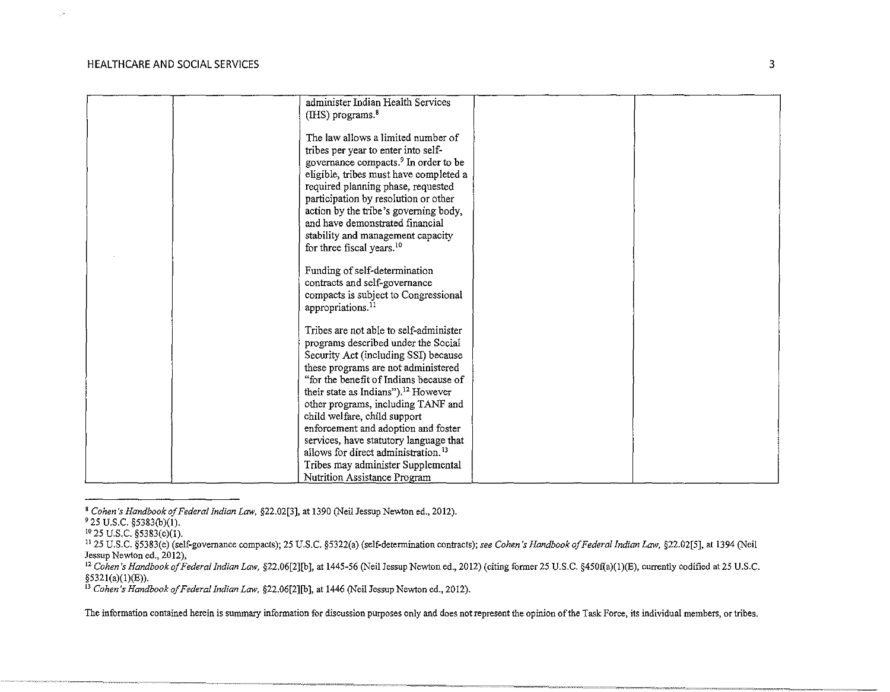| | | | | |
|---|---|---|---|---|
| | | administer Indian Health Services (IHS) programs.[8]<br><br>The law allows a limited number of tribes per year to enter into self-governance compacts.[9] In order to be eligible, tribes must have completed a required planning phase, requested participation by resolution or other action by the tribe's governing body, and have demonstrated financial stability and management capacity for three fiscal years.[10]<br><br>Funding of self-determination contracts and self-governance compacts is subject to Congressional appropriations.[11]<br><br>Tribes are not able to self-administer programs described under the Social Security Act (including SSI) because these programs are not administered "for the benefit of Indians because of their state as Indians").[12] However other programs, including TANF and child welfare, child support enforcement and adoption and foster services, have statutory language that allows for direct administration.[13] Tribes may administer Supplemental Nutrition Assistance Program | | |

[8] *Cohen's Handbook of Federal Indian Law*, §22.02[3], at 1390 (Neil Jessup Newton ed., 2012).

[9] 25 U.S.C. §5383(b)(1).

[10] 25 U.S.C. §5383(c)(1).

[11] 25 U.S.C. §5383(e) (self-governance compacts); 25 U.S.C. §5322(a) (self-determination contracts); *see Cohen's Handbook of Federal Indian Law*, §22.02[5], at 1394 (Neil Jessup Newton ed., 2012),

[12] *Cohen's Handbook of Federal Indian Law*, §22.06[2][b], at 1445-56 (Neil Jessup Newton ed., 2012) (citing former 25 U.S.C. §450f(a)(1)(E), currently codified at 25 U.S.C. §5321(a)(1)(E)).

[13] *Cohen's Handbook of Federal Indian Law*, §22.06[2][b], at 1446 (Neil Jessup Newton ed., 2012).

The information contained herein is summary information for discussion purposes only and does not represent the opinion of the Task Force, its individual members, or tribes.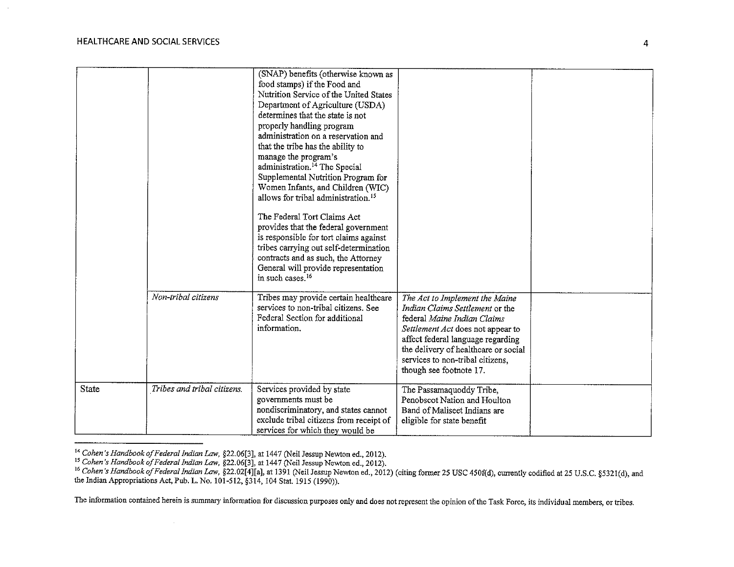| | | | | |
|---|---|---|---|---|
| | | (SNAP) benefits (otherwise known as food stamps) if the Food and Nutrition Service of the United States Department of Agriculture (USDA) determines that the state is not properly handling program administration on a reservation and that the tribe has the ability to manage the program's administration.[14] The Special Supplemental Nutrition Program for Women Infants, and Children (WIC) allows for tribal administration.[15]<br><br>The Federal Tort Claims Act provides that the federal government is responsible for tort claims against tribes carrying out self-determination contracts and as such, the Attorney General will provide representation in such cases.[16] | | |
| | *Non-tribal citizens* | Tribes may provide certain healthcare services to non-tribal citizens. See Federal Section for additional information. | *The Act to Implement the Maine Indian Claims Settlement* or the federal *Maine Indian Claims Settlement Act* does not appear to affect federal language regarding the delivery of healthcare or social services to non-tribal citizens, though see footnote 17. | |
| State | *Tribes and tribal citizens.* | Services provided by state governments must be nondiscriminatory, and states cannot exclude tribal citizens from receipt of services for which they would be | The Passamaquoddy Tribe, Penobscot Nation and Houlton Band of Maliseet Indians are eligible for state benefit | |

[14] *Cohen's Handbook of Federal Indian Law*, §22.06[3], at 1447 (Neil Jessup Newton ed., 2012).

[15] *Cohen's Handbook of Federal Indian Law*, §22.06[3], at 1447 (Neil Jessup Newton ed., 2012).

[16] *Cohen's Handbook of Federal Indian Law*, §22.02[4][a], at 1391 (Neil Jessup Newton ed., 2012) (citing former 25 USC 450f(d), currently codified at 25 U.S.C. §5321(d), and the Indian Appropriations Act, Pub. L. No. 101-512, §314, 104 Stat. 1915 (1990)).

The information contained herein is summary information for discussion purposes only and does not represent the opinion of the Task Force, its individual members, or tribes.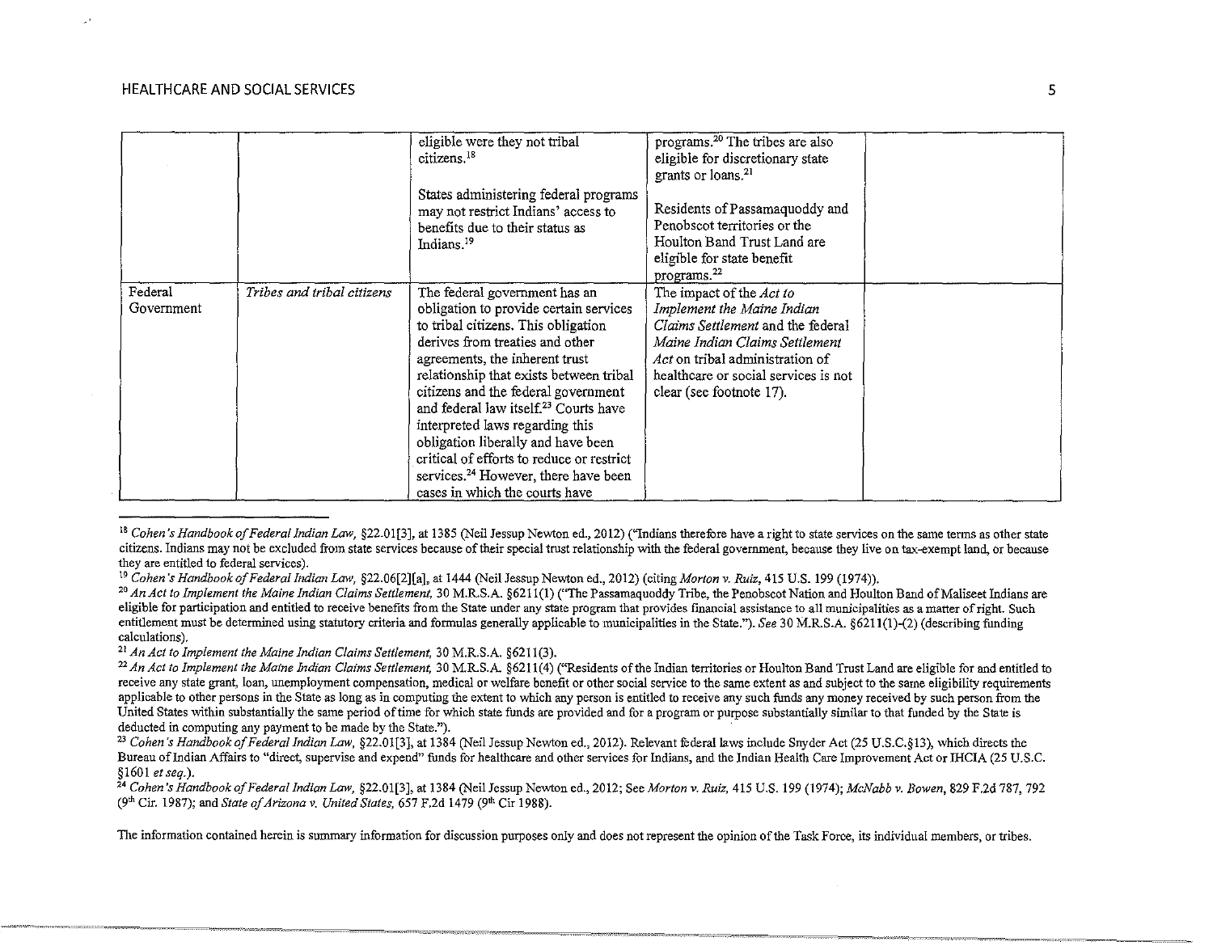| | | | | |
|---|---|---|---|---|
| | | eligible were they not tribal citizens.[18]<br><br>States administering federal programs may not restrict Indians' access to benefits due to their status as Indians.[19] | programs.[20] The tribes are also eligible for discretionary state grants or loans.[21]<br><br>Residents of Passamaquoddy and Penobscot territories or the Houlton Band Trust Land are eligible for state benefit programs.[22] | |
| Federal Government | *Tribes and tribal citizens* | The federal government has an obligation to provide certain services to tribal citizens. This obligation derives from treaties and other agreements, the inherent trust relationship that exists between tribal citizens and the federal government and federal law itself.[23] Courts have interpreted laws regarding this obligation liberally and have been critical of efforts to reduce or restrict services.[24] However, there have been cases in which the courts have | The impact of the *Act to Implement the Maine Indian Claims Settlement* and the federal *Maine Indian Claims Settlement Act* on tribal administration of healthcare or social services is not clear (see footnote 17). | |

[18] *Cohen's Handbook of Federal Indian Law*, §22.01[3], at 1385 (Neil Jessup Newton ed., 2012) ("Indians therefore have a right to state services on the same terms as other state citizens. Indians may not be excluded from state services because of their special trust relationship with the federal government, because they live on tax-exempt land, or because they are entitled to federal services).

[19] *Cohen's Handbook of Federal Indian Law*, §22.06[2][a], at 1444 (Neil Jessup Newton ed., 2012) (citing *Morton v. Ruiz*, 415 U.S. 199 (1974)).

[20] *An Act to Implement the Maine Indian Claims Settlement*, 30 M.R.S.A. §6211(1) ("The Passamaquoddy Tribe, the Penobscot Nation and Houlton Band of Maliseet Indians are eligible for participation and entitled to receive benefits from the State under any state program that provides financial assistance to all municipalities as a matter of right. Such entitlement must be determined using statutory criteria and formulas generally applicable to municipalities in the State."). *See* 30 M.R.S.A. §6211(1)-(2) (describing funding calculations).

[21] *An Act to Implement the Maine Indian Claims Settlement*, 30 M.R.S.A. §6211(3).

[22] *An Act to Implement the Maine Indian Claims Settlement*, 30 M.R.S.A. §6211(4) ("Residents of the Indian territories or Houlton Band Trust Land are eligible for and entitled to receive any state grant, loan, unemployment compensation, medical or welfare benefit or other social service to the same extent as and subject to the same eligibility requirements applicable to other persons in the State as long as in computing the extent to which any person is entitled to receive any such funds any money received by such person from the United States within substantially the same period of time for which state funds are provided and for a program or purpose substantially similar to that funded by the State is deducted in computing any payment to be made by the State.").

[23] *Cohen's Handbook of Federal Indian Law*, §22.01[3], at 1384 (Neil Jessup Newton ed., 2012). Relevant federal laws include Snyder Act (25 U.S.C.§13), which directs the Bureau of Indian Affairs to "direct, supervise and expend" funds for healthcare and other services for Indians, and the Indian Health Care Improvement Act or IHCIA (25 U.S.C. §1601 *et seq.*).

[24] *Cohen's Handbook of Federal Indian Law*, §22.01[3], at 1384 (Neil Jessup Newton ed., 2012; See *Morton v. Ruiz*, 415 U.S. 199 (1974); *McNabb v. Bowen*, 829 F.2d 787, 792 (9th Cir. 1987); and *State of Arizona v. United States*, 657 F.2d 1479 (9th Cir 1988).

The information contained herein is summary information for discussion purposes only and does not represent the opinion of the Task Force, its individual members, or tribes.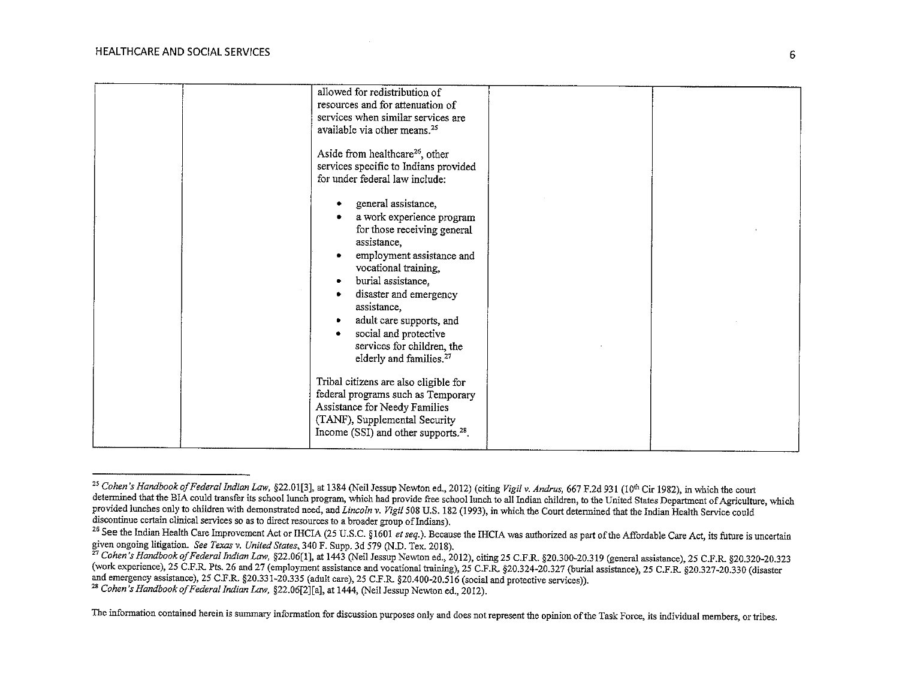| | | | | |
|---|---|---|---|---|
| | | allowed for redistribution of resources and for attenuation of services when similar services are available via other means.[25]<br><br>Aside from healthcare[26], other services specific to Indians provided for under federal law include:<br><br>• general assistance,<br>• a work experience program for those receiving general assistance,<br>• employment assistance and vocational training,<br>• burial assistance,<br>• disaster and emergency assistance,<br>• adult care supports, and<br>• social and protective services for children, the elderly and families.[27]<br><br>Tribal citizens are also eligible for federal programs such as Temporary Assistance for Needy Families (TANF), Supplemental Security Income (SSI) and other supports.[28]. | | |

---

[25] *Cohen's Handbook of Federal Indian Law*, §22.01[3], at 1384 (Neil Jessup Newton ed., 2012) (citing *Vigil v. Andrus*, 667 F.2d 931 (10th Cir 1982), in which the court determined that the BIA could transfer its school lunch program, which had provide free school lunch to all Indian children, to the United States Department of Agriculture, which provided lunches only to children with demonstrated need, and *Lincoln v. Vigil* 508 U.S. 182 (1993), in which the Court determined that the Indian Health Service could discontinue certain clinical services so as to direct resources to a broader group of Indians).

[26] See the Indian Health Care Improvement Act or IHCIA (25 U.S.C. §1601 *et seq.*). Because the IHCIA was authorized as part of the Affordable Care Act, its future is uncertain given ongoing litigation. *See Texas v. United States*, 340 F. Supp. 3d 579 (N.D. Tex. 2018).

[27] *Cohen's Handbook of Federal Indian Law*, §22.06[1], at 1443 (Neil Jessup Newton ed., 2012), citing 25 C.F.R. §20.300-20.319 (general assistance), 25 C.F.R. §20.320-20.323 (work experience), 25 C.F.R. Pts. 26 and 27 (employment assistance and vocational training), 25 C.F.R. §20.324-20.327 (burial assistance), 25 C.F.R. §20.327-20.330 (disaster and emergency assistance), 25 C.F.R. §20.331-20.335 (adult care), 25 C.F.R. §20.400-20.516 (social and protective services)).

[28] *Cohen's Handbook of Federal Indian Law*, §22.06[2][a], at 1444, (Neil Jessup Newton ed., 2012).

The information contained herein is summary information for discussion purposes only and does not represent the opinion of the Task Force, its individual members, or tribes.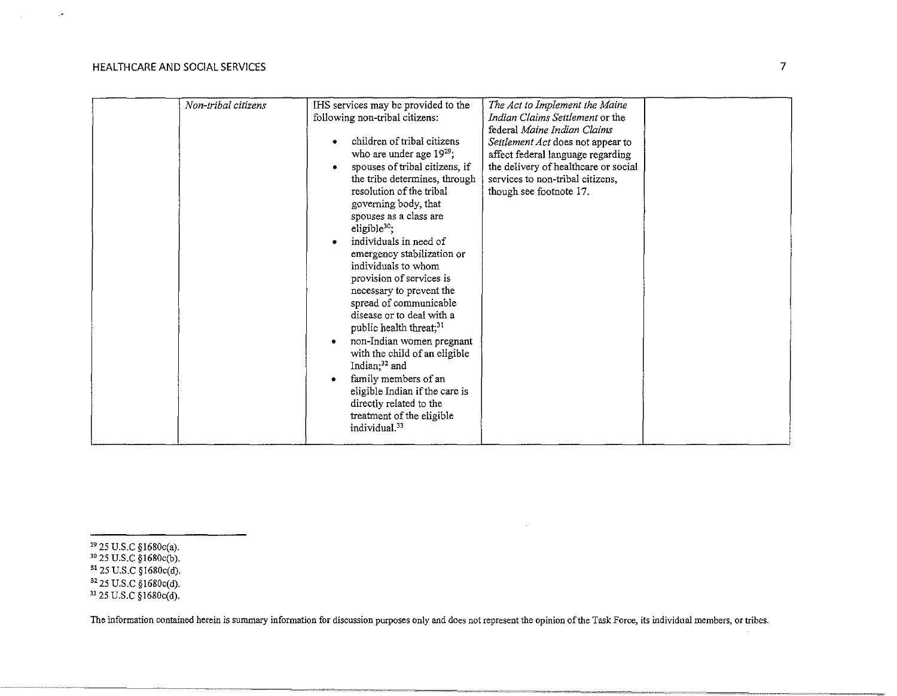| | | | | |
|---|---|---|---|---|
| | *Non-tribal citizens* | IHS services may be provided to the following non-tribal citizens:<br><br>• children of tribal citizens who are under age 19[29];<br>• spouses of tribal citizens, if the tribe determines, through resolution of the tribal governing body, that spouses as a class are eligible[30];<br>• individuals in need of emergency stabilization or individuals to whom provision of services is necessary to prevent the spread of communicable disease or to deal with a public health threat;[31]<br>• non-Indian women pregnant with the child of an eligible Indian;[32] and<br>• family members of an eligible Indian if the care is directly related to the treatment of the eligible individual.[33] | *The Act to Implement the Maine Indian Claims Settlement* or the federal *Maine Indian Claims Settlement Act* does not appear to affect federal language regarding the delivery of healthcare or social services to non-tribal citizens, though see footnote 17. | |

[29] 25 U.S.C §1680c(a).
[30] 25 U.S.C §1680c(b).
[31] 25 U.S.C §1680c(d).
[32] 25 U.S.C §1680c(d).
[33] 25 U.S.C §1680c(d).

The information contained herein is summary information for discussion purposes only and does not represent the opinion of the Task Force, its individual members, or tribes.